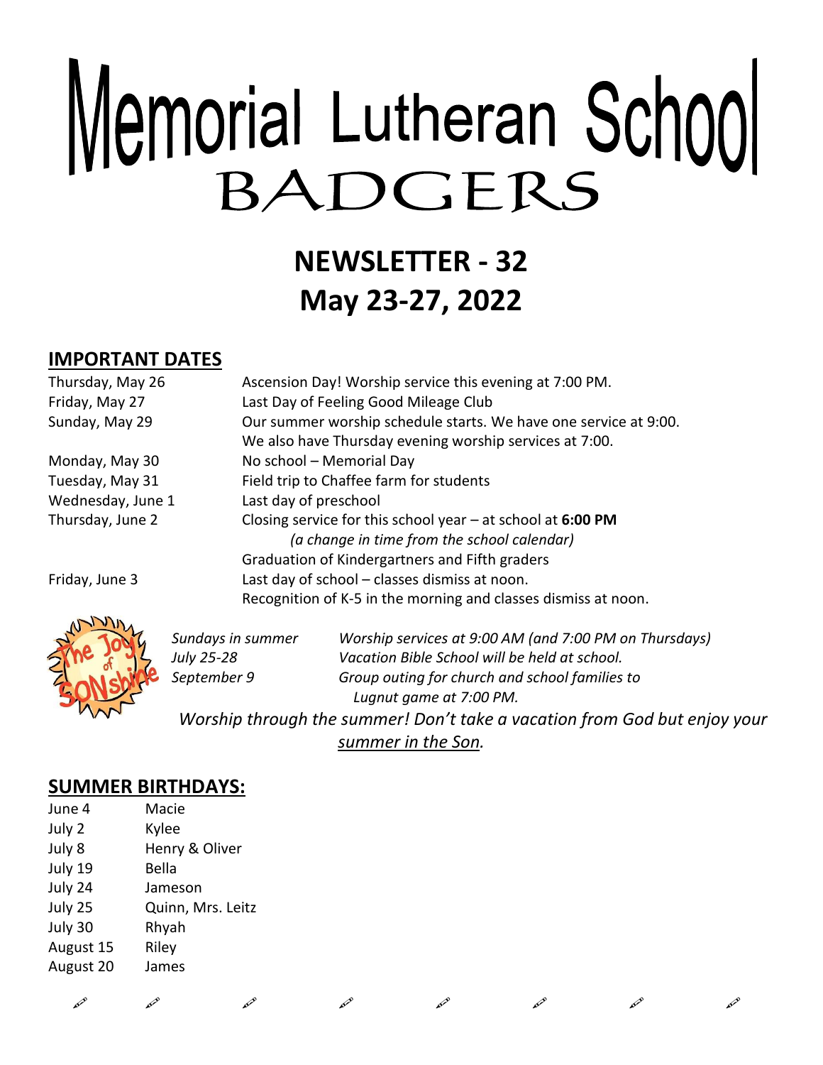# Memorial Lutheran School
# BADGERS

## NEWSLETTER - 32
## May 23-27, 2022

## IMPORTANT DATES

| | |
|---|---|
| Thursday, May 26 | Ascension Day! Worship service this evening at 7:00 PM. |
| Friday, May 27 | Last Day of Feeling Good Mileage Club |
| Sunday, May 29 | Our summer worship schedule starts. We have one service at 9:00. We also have Thursday evening worship services at 7:00. |
| Monday, May 30 | No school – Memorial Day |
| Tuesday, May 31 | Field trip to Chaffee farm for students |
| Wednesday, June 1 | Last day of preschool |
| Thursday, June 2 | Closing service for this school year – at school at **6:00 PM** *(a change in time from the school calendar)* Graduation of Kindergartners and Fifth graders |
| Friday, June 3 | Last day of school – classes dismiss at noon. Recognition of K-5 in the morning and classes dismiss at noon. |

| | |
|---|---|
| *Sundays in summer* | *Worship services at 9:00 AM (and 7:00 PM on Thursdays)* |
| *July 25-28* | *Vacation Bible School will be held at school.* |
| *September 9* | *Group outing for church and school families to Lugnut game at 7:00 PM.* |

*Worship through the summer! Don't take a vacation from God but enjoy your summer in the Son.*

## SUMMER BIRTHDAYS:

| | |
|---|---|
| June 4 | Macie |
| July 2 | Kylee |
| July 8 | Henry & Oliver |
| July 19 | Bella |
| July 24 | Jameson |
| July 25 | Quinn, Mrs. Leitz |
| July 30 | Rhyah |
| August 15 | Riley |
| August 20 | James |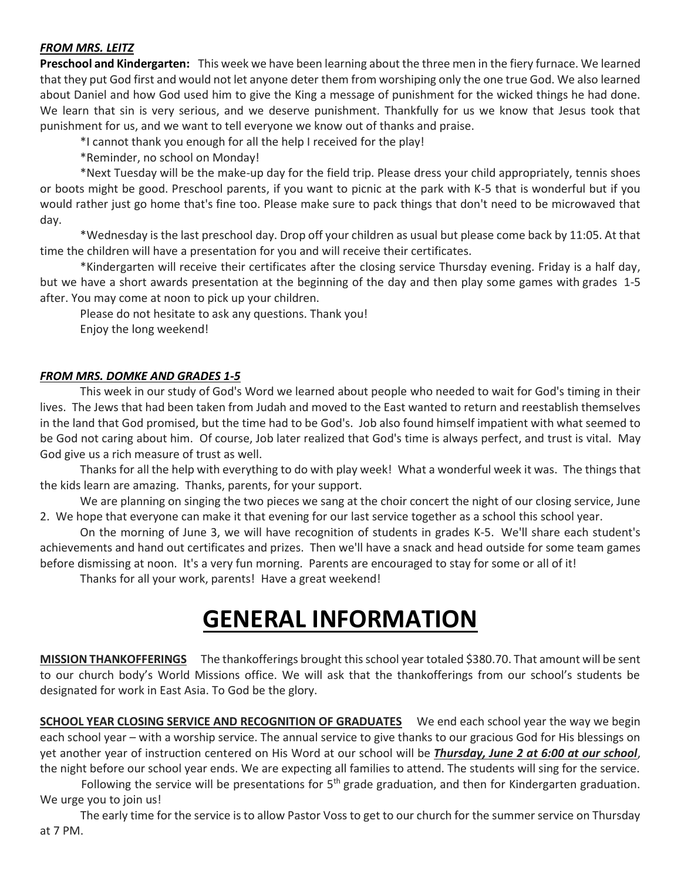***FROM MRS. LEITZ***

**Preschool and Kindergarten:** This week we have been learning about the three men in the fiery furnace. We learned that they put God first and would not let anyone deter them from worshiping only the one true God. We also learned about Daniel and how God used him to give the King a message of punishment for the wicked things he had done. We learn that sin is very serious, and we deserve punishment. Thankfully for us we know that Jesus took that punishment for us, and we want to tell everyone we know out of thanks and praise.

*I cannot thank you enough for all the help I received for the play!

*Reminder, no school on Monday!

*Next Tuesday will be the make-up day for the field trip. Please dress your child appropriately, tennis shoes or boots might be good. Preschool parents, if you want to picnic at the park with K-5 that is wonderful but if you would rather just go home that's fine too. Please make sure to pack things that don't need to be microwaved that day.

*Wednesday is the last preschool day. Drop off your children as usual but please come back by 11:05. At that time the children will have a presentation for you and will receive their certificates.

*Kindergarten will receive their certificates after the closing service Thursday evening. Friday is a half day, but we have a short awards presentation at the beginning of the day and then play some games with grades 1-5 after. You may come at noon to pick up your children.

Please do not hesitate to ask any questions. Thank you!

Enjoy the long weekend!

***FROM MRS. DOMKE AND GRADES 1-5***

This week in our study of God's Word we learned about people who needed to wait for God's timing in their lives. The Jews that had been taken from Judah and moved to the East wanted to return and reestablish themselves in the land that God promised, but the time had to be God's. Job also found himself impatient with what seemed to be God not caring about him. Of course, Job later realized that God's time is always perfect, and trust is vital. May God give us a rich measure of trust as well.

Thanks for all the help with everything to do with play week! What a wonderful week it was. The things that the kids learn are amazing. Thanks, parents, for your support.

We are planning on singing the two pieces we sang at the choir concert the night of our closing service, June 2. We hope that everyone can make it that evening for our last service together as a school this school year.

On the morning of June 3, we will have recognition of students in grades K-5. We'll share each student's achievements and hand out certificates and prizes. Then we'll have a snack and head outside for some team games before dismissing at noon. It's a very fun morning. Parents are encouraged to stay for some or all of it!

Thanks for all your work, parents! Have a great weekend!

# GENERAL INFORMATION

**MISSION THANKOFFERINGS** The thankofferings brought this school year totaled $380.70. That amount will be sent to our church body's World Missions office. We will ask that the thankofferings from our school's students be designated for work in East Asia. To God be the glory.

**SCHOOL YEAR CLOSING SERVICE AND RECOGNITION OF GRADUATES** We end each school year the way we begin each school year – with a worship service. The annual service to give thanks to our gracious God for His blessings on yet another year of instruction centered on His Word at our school will be ***Thursday, June 2 at 6:00 at our school***, the night before our school year ends. We are expecting all families to attend. The students will sing for the service.

Following the service will be presentations for 5th grade graduation, and then for Kindergarten graduation. We urge you to join us!

The early time for the service is to allow Pastor Voss to get to our church for the summer service on Thursday at 7 PM.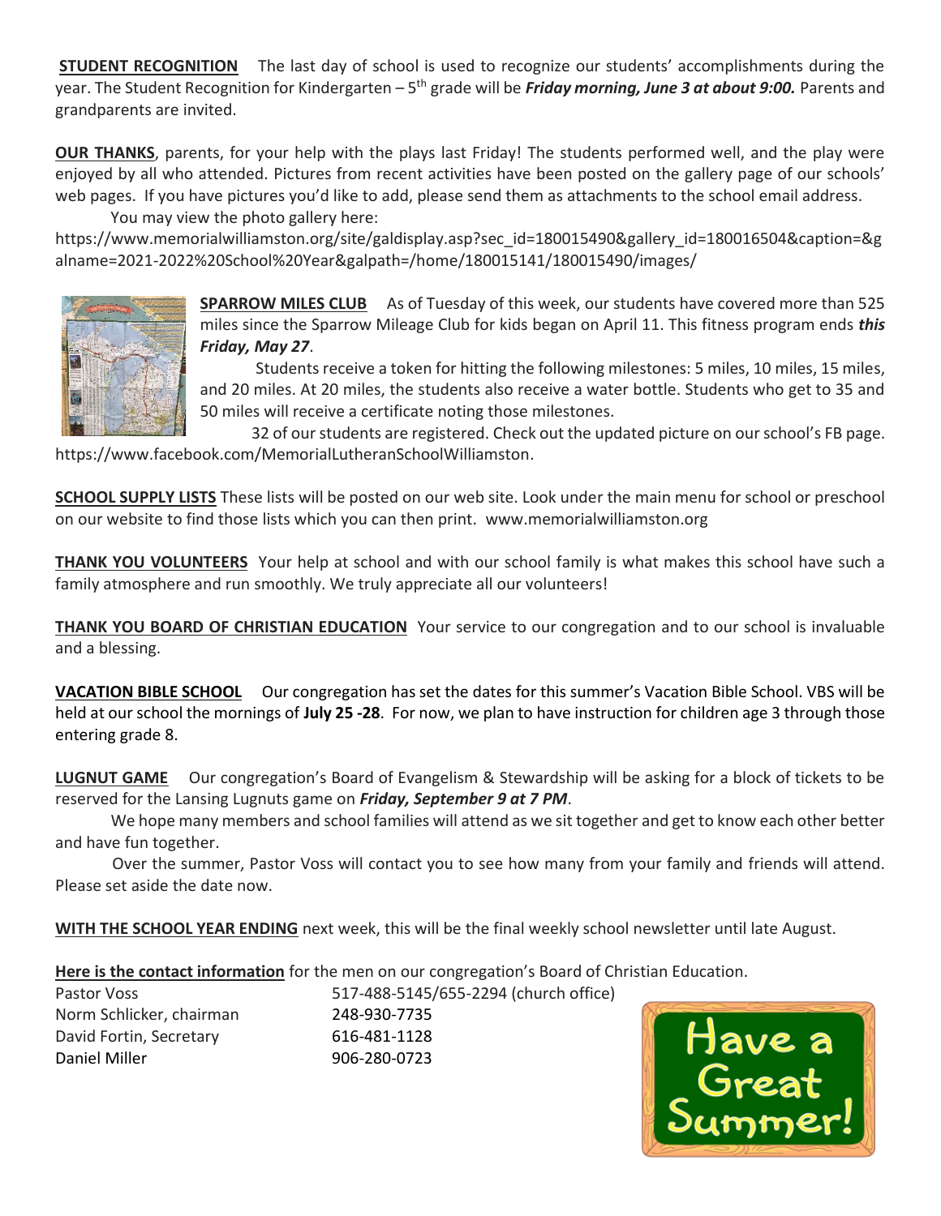**STUDENT RECOGNITION** The last day of school is used to recognize our students' accomplishments during the year. The Student Recognition for Kindergarten – 5th grade will be ***Friday morning, June 3 at about 9:00.*** Parents and grandparents are invited.

**OUR THANKS**, parents, for your help with the plays last Friday! The students performed well, and the play were enjoyed by all who attended. Pictures from recent activities have been posted on the gallery page of our schools' web pages. If you have pictures you'd like to add, please send them as attachments to the school email address.

You may view the photo gallery here:
https://www.memorialwilliamston.org/site/galdisplay.asp?sec_id=180015490&gallery_id=180016504&caption=&galname=2021-2022%20School%20Year&galpath=/home/180015141/180015490/images/

**SPARROW MILES CLUB** As of Tuesday of this week, our students have covered more than 525 miles since the Sparrow Mileage Club for kids began on April 11. This fitness program ends ***this Friday, May 27***.

Students receive a token for hitting the following milestones: 5 miles, 10 miles, 15 miles, and 20 miles. At 20 miles, the students also receive a water bottle. Students who get to 35 and 50 miles will receive a certificate noting those milestones.

32 of our students are registered. Check out the updated picture on our school's FB page. https://www.facebook.com/MemorialLutheranSchoolWilliamston.

**SCHOOL SUPPLY LISTS** These lists will be posted on our web site. Look under the main menu for school or preschool on our website to find those lists which you can then print. www.memorialwilliamston.org

**THANK YOU VOLUNTEERS** Your help at school and with our school family is what makes this school have such a family atmosphere and run smoothly. We truly appreciate all our volunteers!

**THANK YOU BOARD OF CHRISTIAN EDUCATION** Your service to our congregation and to our school is invaluable and a blessing.

**VACATION BIBLE SCHOOL** Our congregation has set the dates for this summer's Vacation Bible School. VBS will be held at our school the mornings of **July 25 -28**. For now, we plan to have instruction for children age 3 through those entering grade 8.

**LUGNUT GAME** Our congregation's Board of Evangelism & Stewardship will be asking for a block of tickets to be reserved for the Lansing Lugnuts game on ***Friday, September 9 at 7 PM***.

We hope many members and school families will attend as we sit together and get to know each other better and have fun together.

Over the summer, Pastor Voss will contact you to see how many from your family and friends will attend. Please set aside the date now.

**WITH THE SCHOOL YEAR ENDING** next week, this will be the final weekly school newsletter until late August.

**Here is the contact information** for the men on our congregation's Board of Christian Education.

| | |
|---|---|
| Pastor Voss | 517-488-5145/655-2294 (church office) |
| Norm Schlicker, chairman | 248-930-7735 |
| David Fortin, Secretary | 616-481-1128 |
| Daniel Miller | 906-280-0723 |

Have a Great Summer!